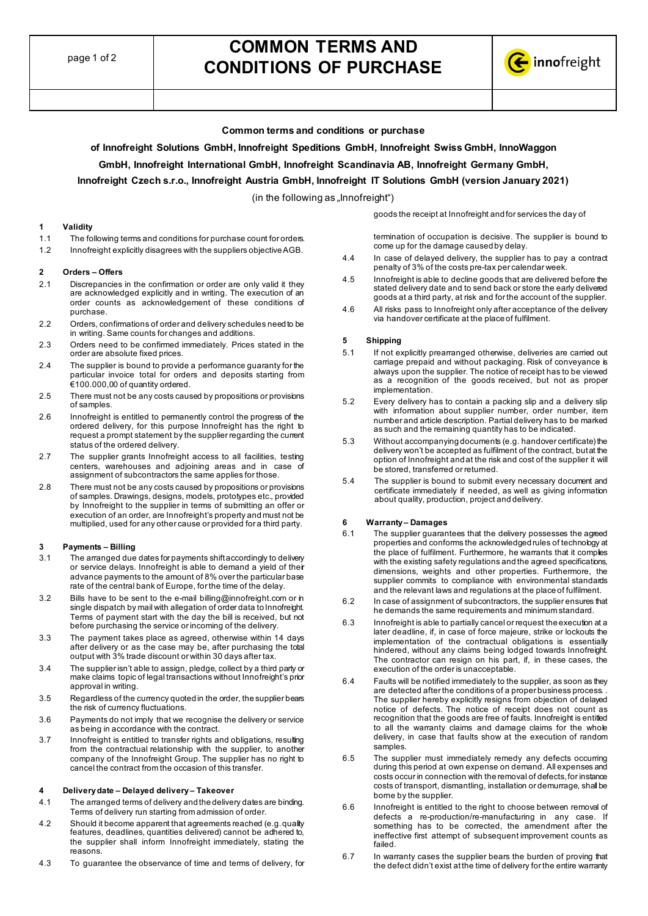# COMMON TERMS AND CONDITIONS OF PURCHASE

**Common terms and conditions or purchase**

**of Innofreight Solutions GmbH, Innofreight Speditions GmbH, Innofreight Swiss GmbH, InnoWaggon GmbH, Innofreight International GmbH, Innofreight Scandinavia AB, Innofreight Germany GmbH, Innofreight Czech s.r.o., Innofreight Austria GmbH, Innofreight IT Solutions GmbH (version January 2021)**

(in the following as „Innofreight")

## 1 Validity

1.1 The following terms and conditions for purchase count for orders.

1.2 Innofreight explicitly disagrees with the suppliers objective AGB.

## 2 Orders – Offers

2.1 Discrepancies in the confirmation or order are only valid it they are acknowledged explicitly and in writing. The execution of an order counts as acknowledgement of these conditions of purchase.

2.2 Orders, confirmations of order and delivery schedules need to be in writing. Same counts for changes and additions.

2.3 Orders need to be confirmed immediately. Prices stated in the order are absolute fixed prices.

2.4 The supplier is bound to provide a performance guaranty for the particular invoice total for orders and deposits starting from €100.000,00 of quantity ordered.

2.5 There must not be any costs caused by propositions or provisions of samples.

2.6 Innofreight is entitled to permanently control the progress of the ordered delivery, for this purpose Innofreight has the right to request a prompt statement by the supplier regarding the current status of the ordered delivery.

2.7 The supplier grants Innofreight access to all facilities, testing centers, warehouses and adjoining areas and in case of assignment of subcontractors the same applies for those.

2.8 There must not be any costs caused by propositions or provisions of samples. Drawings, designs, models, prototypes etc., provided by Innofreight to the supplier in terms of submitting an offer or execution of an order, are Innofreight's property and must not be multiplied, used for any other cause or provided for a third party.

## 3 Payments – Billing

3.1 The arranged due dates for payments shift accordingly to delivery or service delays. Innofreight is able to demand a yield of their advance payments to the amount of 8% over the particular base rate of the central bank of Europe, for the time of the delay.

3.2 Bills have to be sent to the e-mail billing@innofreight.com or in single dispatch by mail with allegation of order data to Innofreight. Terms of payment start with the day the bill is received, but not before purchasing the service or incoming of the delivery.

3.3 The payment takes place as agreed, otherwise within 14 days after delivery or as the case may be, after purchasing the total output with 3% trade discount or within 30 days after tax.

3.4 The supplier isn't able to assign, pledge, collect by a third party or make claims topic of legal transactions without Innofreight's prior approval in writing.

3.5 Regardless of the currency quoted in the order, the supplier bears the risk of currency fluctuations.

3.6 Payments do not imply that we recognise the delivery or service as being in accordance with the contract.

3.7 Innofreight is entitled to transfer rights and obligations, resulting from the contractual relationship with the supplier, to another company of the Innofreight Group. The supplier has no right to cancel the contract from the occasion of this transfer.

## 4 Delivery date – Delayed delivery – Takeover

4.1 The arranged terms of delivery and the delivery dates are binding. Terms of delivery run starting from admission of order.

4.2 Should it become apparent that agreements reached (e.g. quality features, deadlines, quantities delivered) cannot be adhered to, the supplier shall inform Innofreight immediately, stating the reasons.

4.3 To guarantee the observance of time and terms of delivery, for goods the receipt at Innofreight and for services the day of termination of occupation is decisive. The supplier is bound to come up for the damage caused by delay.

4.4 In case of delayed delivery, the supplier has to pay a contract penalty of 3% of the costs pre-tax per calendar week.

4.5 Innofreight is able to decline goods that are delivered before the stated delivery date and to send back or store the early delivered goods at a third party, at risk and for the account of the supplier.

4.6 All risks pass to Innofreight only after acceptance of the delivery via handover certificate at the place of fulfilment.

## 5 Shipping

5.1 If not explicitly prearranged otherwise, deliveries are carried out carriage prepaid and without packaging. Risk of conveyance is always upon the supplier. The notice of receipt has to be viewed as a recognition of the goods received, but not as proper implementation.

5.2 Every delivery has to contain a packing slip and a delivery slip with information about supplier number, order number, item number and article description. Partial delivery has to be marked as such and the remaining quantity has to be indicated.

5.3 Without accompanying documents (e.g. handover certificate) the delivery won't be accepted as fulfilment of the contract, but at the option of Innofreight and at the risk and cost of the supplier it will be stored, transferred or returned.

5.4 The supplier is bound to submit every necessary document and certificate immediately if needed, as well as giving information about quality, production, project and delivery.

## 6 Warranty – Damages

6.1 The supplier guarantees that the delivery possesses the agreed properties and conforms the acknowledged rules of technology at the place of fulfilment. Furthermore, he warrants that it complies with the existing safety regulations and the agreed specifications, dimensions, weights and other properties. Furthermore, the supplier commits to compliance with environmental standards and the relevant laws and regulations at the place of fulfilment.

6.2 In case of assignment of subcontractors, the supplier ensures that he demands the same requirements and minimum standard.

6.3 Innofreight is able to partially cancel or request the execution at a later deadline, if, in case of force majeure, strike or lockouts the implementation of the contractual obligations is essentially hindered, without any claims being lodged towards Innofreight. The contractor can resign on his part, if, in these cases, the execution of the order is unacceptable.

6.4 Faults will be notified immediately to the supplier, as soon as they are detected after the conditions of a proper business process. . The supplier hereby explicitly resigns from objection of delayed notice of defects. The notice of receipt does not count as recognition that the goods are free of faults. Innofreight is entitled to all the warranty claims and damage claims for the whole delivery, in case that faults show at the execution of random samples.

6.5 The supplier must immediately remedy any defects occurring during this period at own expense on demand. All expenses and costs occur in connection with the removal of defects, for instance costs of transport, dismantling, installation or demurrage, shall be borne by the supplier.

6.6 Innofreight is entitled to the right to choose between removal of defects a re-production/re-manufacturing in any case. If something has to be corrected, the amendment after the ineffective first attempt of subsequent improvement counts as failed.

6.7 In warranty cases the supplier bears the burden of proving that the defect didn't exist at the time of delivery for the entire warranty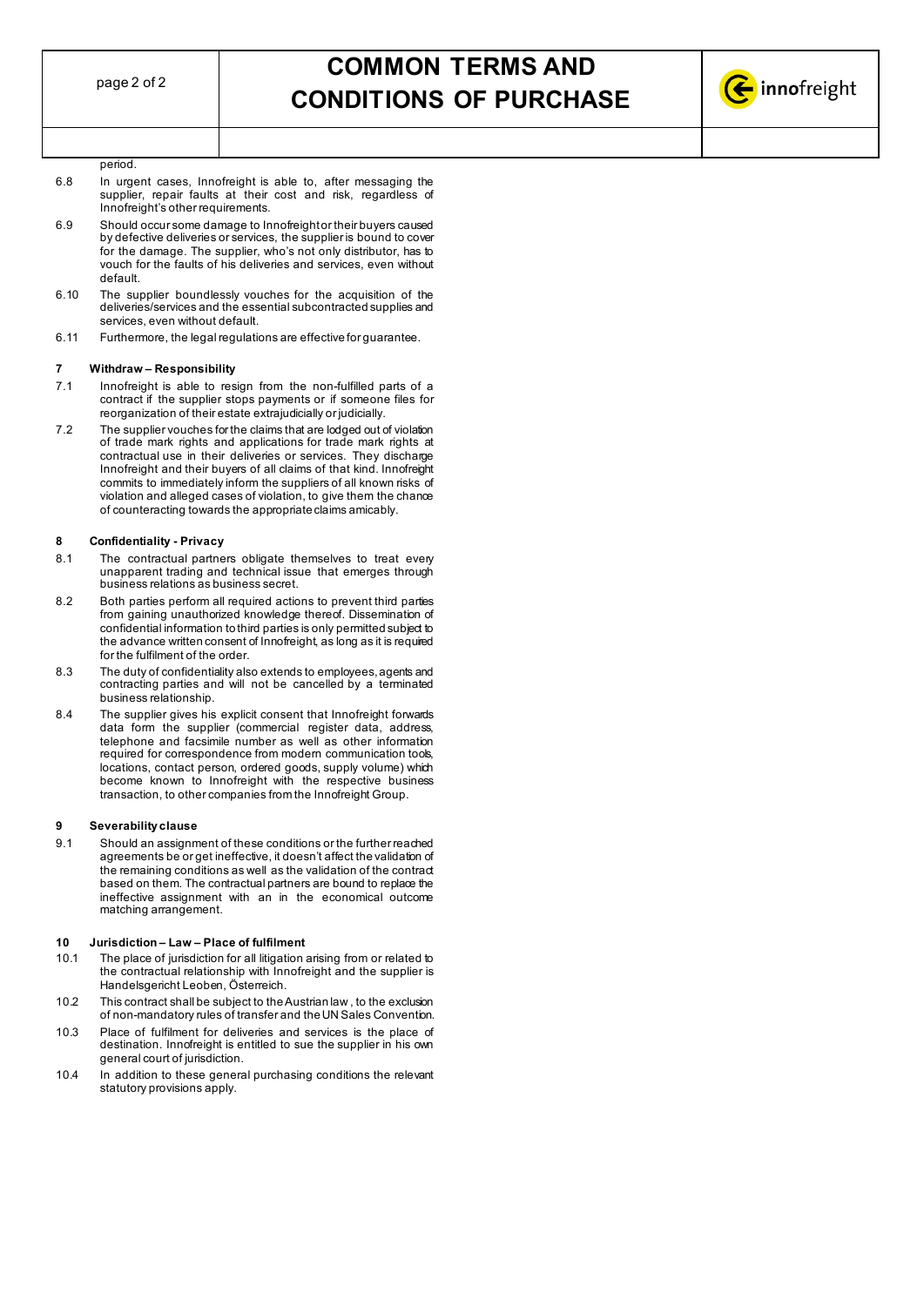period.

6.8 In urgent cases, Innofreight is able to, after messaging the supplier, repair faults at their cost and risk, regardless of Innofreight's other requirements.

6.9 Should occur some damage to Innofreight or their buyers caused by defective deliveries or services, the supplier is bound to cover for the damage. The supplier, who's not only distributor, has to vouch for the faults of his deliveries and services, even without default.

6.10 The supplier boundlessly vouches for the acquisition of the deliveries/services and the essential subcontracted supplies and services, even without default.

6.11 Furthermore, the legal regulations are effective for guarantee.

### 7 Withdraw – Responsibility

7.1 Innofreight is able to resign from the non-fulfilled parts of a contract if the supplier stops payments or if someone files for reorganization of their estate extrajudicially or judicially.

7.2 The supplier vouches for the claims that are lodged out of violation of trade mark rights and applications for trade mark rights at contractual use in their deliveries or services. They discharge Innofreight and their buyers of all claims of that kind. Innofreight commits to immediately inform the suppliers of all known risks of violation and alleged cases of violation, to give them the chance of counteracting towards the appropriate claims amicably.

### 8 Confidentiality - Privacy

8.1 The contractual partners obligate themselves to treat every unapparent trading and technical issue that emerges through business relations as business secret.

8.2 Both parties perform all required actions to prevent third parties from gaining unauthorized knowledge thereof. Dissemination of confidential information to third parties is only permitted subject to the advance written consent of Innofreight, as long as it is required for the fulfilment of the order.

8.3 The duty of confidentiality also extends to employees, agents and contracting parties and will not be cancelled by a terminated business relationship.

8.4 The supplier gives his explicit consent that Innofreight forwards data form the supplier (commercial register data, address, telephone and facsimile number as well as other information required for correspondence from modern communication tools, locations, contact person, ordered goods, supply volume) which become known to Innofreight with the respective business transaction, to other companies from the Innofreight Group.

### 9 Severability clause

9.1 Should an assignment of these conditions or the further reached agreements be or get ineffective, it doesn't affect the validation of the remaining conditions as well as the validation of the contract based on them. The contractual partners are bound to replace the ineffective assignment with an in the economical outcome matching arrangement.

### 10 Jurisdiction – Law – Place of fulfilment

10.1 The place of jurisdiction for all litigation arising from or related to the contractual relationship with Innofreight and the supplier is Handelsgericht Leoben, Österreich.

10.2 This contract shall be subject to the Austrian law , to the exclusion of non-mandatory rules of transfer and the UN Sales Convention.

10.3 Place of fulfilment for deliveries and services is the place of destination. Innofreight is entitled to sue the supplier in his own general court of jurisdiction.

10.4 In addition to these general purchasing conditions the relevant statutory provisions apply.